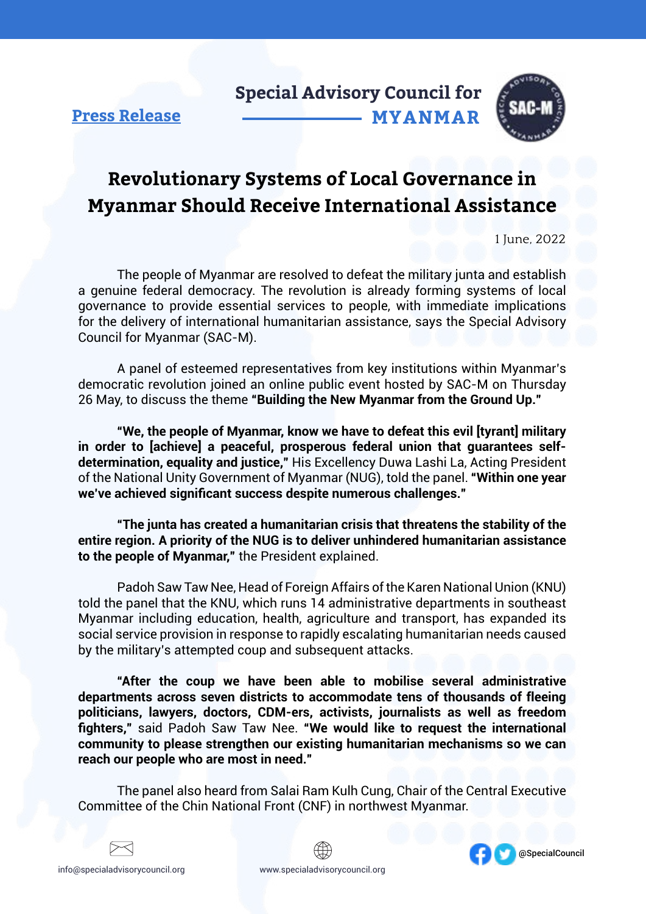**Press Release**

**Special Advisory Council for MYANMAR**

# Revolutionary Systems of Local Governance in Myanmar Should Receive International Assistance

1 June, 2022

The people of Myanmar are resolved to defeat the military junta and establish a genuine federal democracy. The revolution is already forming systems of local governance to provide essential services to people, with immediate implications for the delivery of international humanitarian assistance, says the Special Advisory Council for Myanmar (SAC-M).

A panel of esteemed representatives from key institutions within Myanmar's democratic revolution joined an online public event hosted by SAC-M on Thursday 26 May, to discuss the theme **"Building the New Myanmar from the Ground Up."**

**"We, the people of Myanmar, know we have to defeat this evil [tyrant] military in order to [achieve] a peaceful, prosperous federal union that guarantees self-determination, equality and justice,"** His Excellency Duwa Lashi La, Acting President of the National Unity Government of Myanmar (NUG), told the panel. **"Within one year we've achieved significant success despite numerous challenges."**

**"The junta has created a humanitarian crisis that threatens the stability of the entire region. A priority of the NUG is to deliver unhindered humanitarian assistance to the people of Myanmar,"** the President explained.

Padoh Saw Taw Nee, Head of Foreign Affairs of the Karen National Union (KNU) told the panel that the KNU, which runs 14 administrative departments in southeast Myanmar including education, health, agriculture and transport, has expanded its social service provision in response to rapidly escalating humanitarian needs caused by the military's attempted coup and subsequent attacks.

**"After the coup we have been able to mobilise several administrative departments across seven districts to accommodate tens of thousands of fleeing politicians, lawyers, doctors, CDM-ers, activists, journalists as well as freedom fighters,"** said Padoh Saw Taw Nee. **"We would like to request the international community to please strengthen our existing humanitarian mechanisms so we can reach our people who are most in need."**

The panel also heard from Salai Ram Kulh Cung, Chair of the Central Executive Committee of the Chin National Front (CNF) in northwest Myanmar.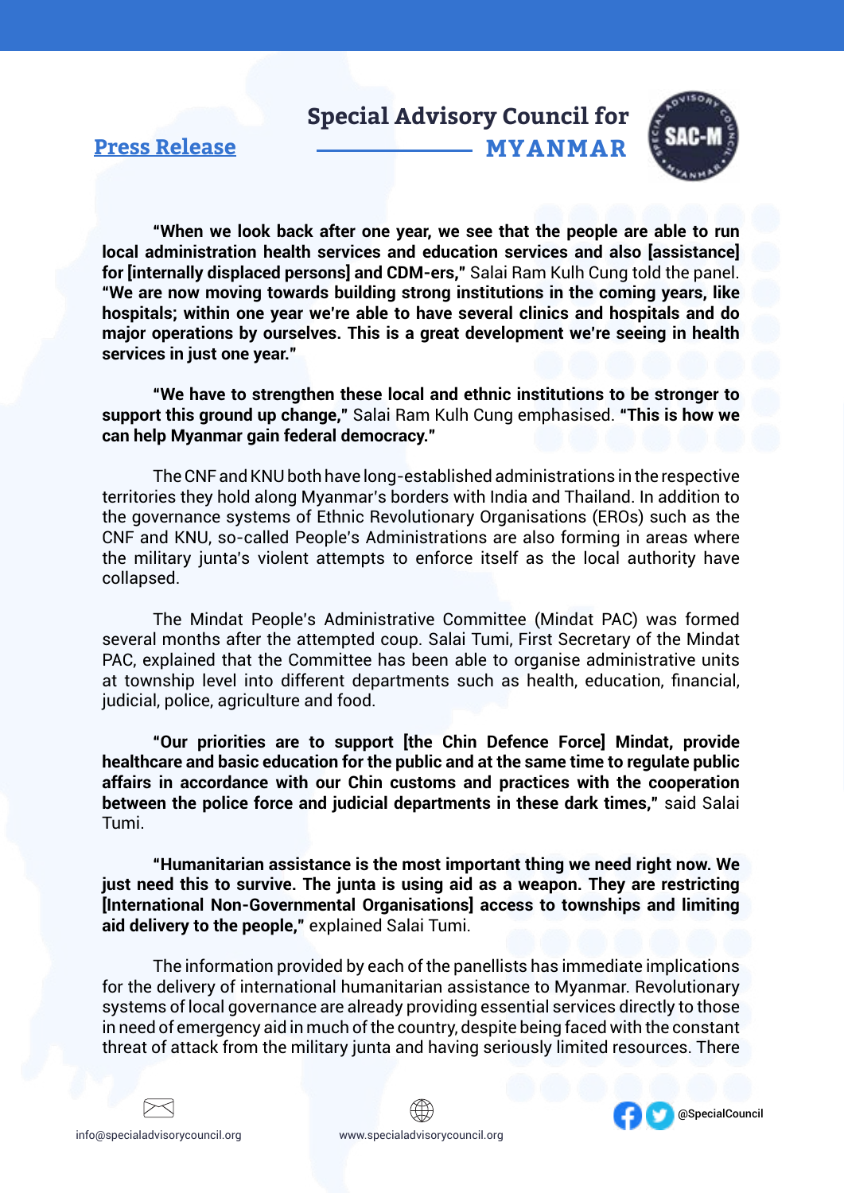**"When we look back after one year, we see that the people are able to run local administration health services and education services and also [assistance] for [internally displaced persons] and CDM-ers,"** Salai Ram Kulh Cung told the panel. **"We are now moving towards building strong institutions in the coming years, like hospitals; within one year we're able to have several clinics and hospitals and do major operations by ourselves. This is a great development we're seeing in health services in just one year."**

**"We have to strengthen these local and ethnic institutions to be stronger to support this ground up change,"** Salai Ram Kulh Cung emphasised. **"This is how we can help Myanmar gain federal democracy."**

The CNF and KNU both have long-established administrations in the respective territories they hold along Myanmar's borders with India and Thailand. In addition to the governance systems of Ethnic Revolutionary Organisations (EROs) such as the CNF and KNU, so-called People's Administrations are also forming in areas where the military junta's violent attempts to enforce itself as the local authority have collapsed.

The Mindat People's Administrative Committee (Mindat PAC) was formed several months after the attempted coup. Salai Tumi, First Secretary of the Mindat PAC, explained that the Committee has been able to organise administrative units at township level into different departments such as health, education, financial, judicial, police, agriculture and food.

**"Our priorities are to support [the Chin Defence Force] Mindat, provide healthcare and basic education for the public and at the same time to regulate public affairs in accordance with our Chin customs and practices with the cooperation between the police force and judicial departments in these dark times,"** said Salai Tumi.

**"Humanitarian assistance is the most important thing we need right now. We just need this to survive. The junta is using aid as a weapon. They are restricting [International Non-Governmental Organisations] access to townships and limiting aid delivery to the people,"** explained Salai Tumi.

The information provided by each of the panellists has immediate implications for the delivery of international humanitarian assistance to Myanmar. Revolutionary systems of local governance are already providing essential services directly to those in need of emergency aid in much of the country, despite being faced with the constant threat of attack from the military junta and having seriously limited resources. There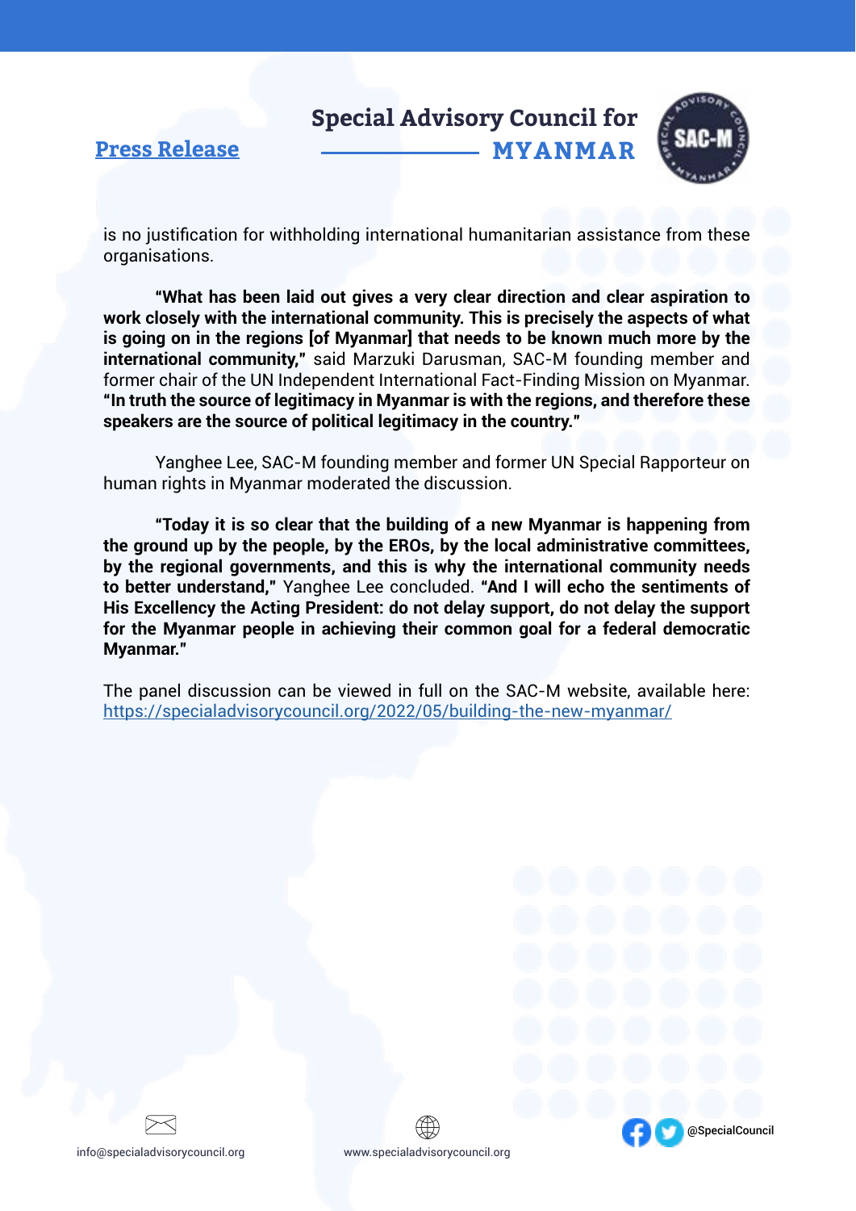is no justification for withholding international humanitarian assistance from these organisations.

**"What has been laid out gives a very clear direction and clear aspiration to work closely with the international community. This is precisely the aspects of what is going on in the regions [of Myanmar] that needs to be known much more by the international community,"** said Marzuki Darusman, SAC-M founding member and former chair of the UN Independent International Fact-Finding Mission on Myanmar. **"In truth the source of legitimacy in Myanmar is with the regions, and therefore these speakers are the source of political legitimacy in the country."**

Yanghee Lee, SAC-M founding member and former UN Special Rapporteur on human rights in Myanmar moderated the discussion.

**"Today it is so clear that the building of a new Myanmar is happening from the ground up by the people, by the EROs, by the local administrative committees, by the regional governments, and this is why the international community needs to better understand,"** Yanghee Lee concluded. **"And I will echo the sentiments of His Excellency the Acting President: do not delay support, do not delay the support for the Myanmar people in achieving their common goal for a federal democratic Myanmar."**

The panel discussion can be viewed in full on the SAC-M website, available here: https://specialadvisorycouncil.org/2022/05/building-the-new-myanmar/